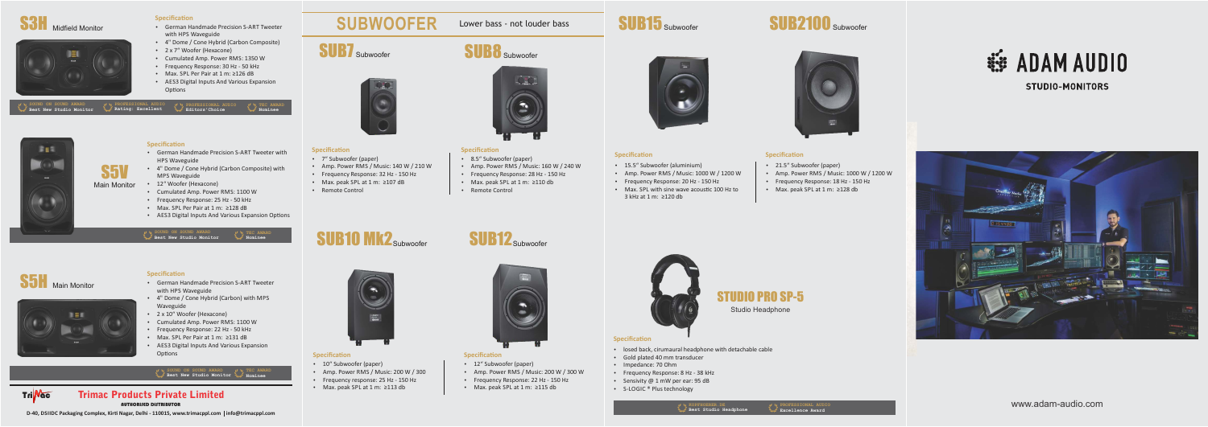# S3H Midfield Monitor

**Specification**

- German Handmade Precision S-ART Tweeter with HPS Waveguide
- 4" Dome / Cone Hybrid (Carbon Composite)
- 2 x 7" Woofer (Hexacone)
- Cumulated Amp. Power RMS: 1350 W
- Frequency Response: 30 Hz - 50 kHz
- Max. SPL Per Pair at 1 m: ≥126 dB
- AES3 Digital Inputs And Various Expansion Options

SOUND ON SOUND AWARD Best New Studio Monitor | PROFESSIONAL AUDIO Rating: Excellent | PROFESSIONAL AUDIO Editors' Choice | TEC AWARD Nominee

# S5V Main Monitor

**Specification**

- German Handmade Precision S-ART Tweeter with HPS Waveguide
- 4" Dome / Cone Hybrid (Carbon Composite) with MPS Waveguide
- 12" Woofer (Hexacone)
- Cumulated Amp. Power RMS: 1100 W
- Frequency Response: 25 Hz - 50 kHz
- Max. SPL Per Pair at 1 m: ≥128 dB
- AES3 Digital Inputs And Various Expansion Options

SOUND ON SOUND AWARD Best New Studio Monitor | TEC AWARD Nominee

# S5H Main Monitor

**Specification**

- German Handmade Precision S-ART Tweeter with HPS Waveguide
- 4" Dome / Cone Hybrid (Carbon) with MPS Waveguide
- 2 x 10" Woofer (Hexacone)
- Cumulated Amp. Power RMS: 1100 W
- Frequency Response: 22 Hz - 50 kHz
- Max. SPL Per Pair at 1 m: ≥131 dB
- AES3 Digital Inputs And Various Expansion Options

SOUND ON SOUND AWARD Best New Studio Monitor | TEC AWARD Nominee

**Trimac Products Private Limited**
AUTHORISED DISTRIBUTOR
D-40, DSIIDC Packaging Complex, Kirti Nagar, Delhi - 110015, www.trimacppl.com | info@trimacppl.com

# SUBWOOFER

Lower bass - not louder bass

## SUB7 Subwoofer

**Specification**

- 7" Subwoofer (paper)
- Amp. Power RMS / Music: 140 W / 210 W
- Frequency Response: 32 Hz - 150 Hz
- Max. peak SPL at 1 m: ≥107 dB
- Remote Control

## SUB8 Subwoofer

**Specification**

- 8.5" Subwoofer (paper)
- Amp. Power RMS / Music: 160 W / 240 W
- Frequency Response: 28 Hz - 150 Hz
- Max. peak SPL at 1 m: ≥110 db
- Remote Control

## SUB10 Mk2 Subwoofer

**Specification**

- 10" Subwoofer (paper)
- Amp. Power RMS / Music: 200 W / 300
- Frequency response: 25 Hz - 150 Hz
- Max. peak SPL at 1 m: ≥113 db

## SUB12 Subwoofer

**Specification**

- 12" Subwoofer (paper)
- Amp. Power RMS / Music: 200 W / 300 W
- Frequency Response: 22 Hz - 150 Hz
- Max. peak SPL at 1 m: ≥115 db

## SUB15 Subwoofer

**Specification**

- 15.5" Subwoofer (aluminium)
- Amp. Power RMS / Music: 1000 W / 1200 W
- Frequency Response: 20 Hz - 150 Hz
- Max. SPL with sine wave acoustic 100 Hz to 3 kHz at 1 m: ≥120 db

## SUB2100 Subwoofer

**Specification**

- 21.5" Subwoofer (paper)
- Amp. Power RMS / Music: 1000 W / 1200 W
- Frequency Response: 18 Hz - 150 Hz
- Max. peak SPL at 1 m: ≥128 db

# STUDIO PRO SP-5

Studio Headphone

**Specification**

- losed back, cirumaural headphone with detachable cable
- Gold plated 40 mm transducer
- Impedance: 70 Ohm
- Frequency Response: 8 Hz - 38 kHz
- Sensivity @ 1 mW per ear: 95 dB
- S-LOGIC ® Plus technology

KOPFHOERER.DE Best Studio Headphone | PROFESSIONAL AUDIO Excellence Award

# ADAM AUDIO

STUDIO-MONITORS

www.adam-audio.com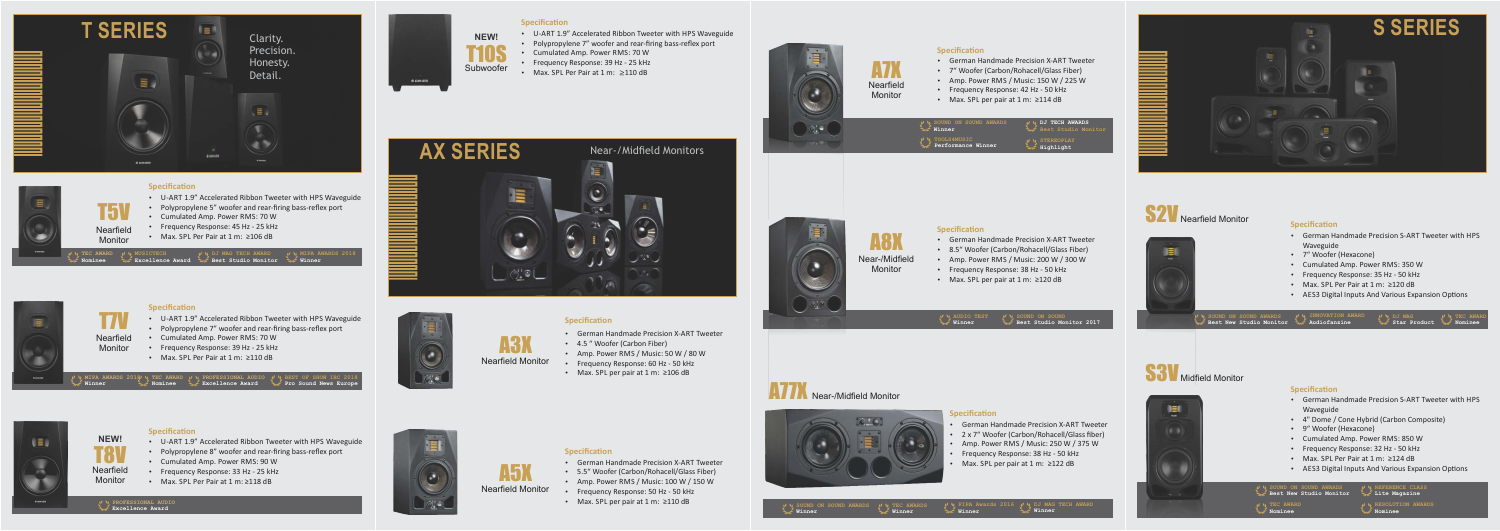# T SERIES

Clarity.
Precision.
Honesty.
Detail.

## T5V

Nearfield Monitor

**Specification**

- U-ART 1.9" Accelerated Ribbon Tweeter with HPS Waveguide
- Polypropylene 5" woofer and rear-firing bass-reflex port
- Cumulated Amp. Power RMS: 70 W
- Frequency Response: 45 Hz - 25 kHz
- Max. SPL Per Pair at 1 m: ≥106 dB

TEC AWARD Nominee · MUSICTECH Excellence Award · DJ MAG TECH AWARD Best Studio Monitor · MIPA AWARDS 2018 Winner

## T7V

Nearfield Monitor

**Specification**

- U-ART 1.9" Accelerated Ribbon Tweeter with HPS Waveguide
- Polypropylene 7" woofer and rear-firing bass-reflex port
- Cumulated Amp. Power RMS: 70 W
- Frequency Response: 39 Hz - 25 kHz
- Max. SPL Per Pair at 1 m: ≥110 dB

MIPA AWARDS 2018 Winner · TEC AWARD Nominee · PROFESSIONAL AUDIO Excellence Award · BEST OF SHOW ISC 2018 Pro Sound News Europe

## NEW! T8V

Nearfield Monitor

**Specification**

- U-ART 1.9" Accelerated Ribbon Tweeter with HPS Waveguide
- Polypropylene 8" woofer and rear-firing bass-reflex port
- Cumulated Amp. Power RMS: 90 W
- Frequency Response: 33 Hz - 25 kHz
- Max. SPL Per Pair at 1 m: ≥118 dB

PROFESSIONAL AUDIO Excellence Award

## NEW! T10S

Subwoofer

**Specification**

- U-ART 1.9" Accelerated Ribbon Tweeter with HPS Waveguide
- Polypropylene 7" woofer and rear-firing bass-reflex port
- Cumulated Amp. Power RMS: 70 W
- Frequency Response: 39 Hz - 25 kHz
- Max. SPL Per Pair at 1 m: ≥110 dB

# AX SERIES

Near-/Midfield Monitors

## A3X

Nearfield Monitor

**Specification**

- German Handmade Precision X-ART Tweeter
- 4.5 " Woofer (Carbon Fiber)
- Amp. Power RMS / Music: 50 W / 80 W
- Frequency Response: 60 Hz - 50 kHz
- Max. SPL per pair at 1 m: ≥106 dB

## A5X

Nearfield Monitor

**Specification**

- German Handmade Precision X-ART Tweeter
- 5.5" Woofer (Carbon/Rohacell/Glass Fiber)
- Amp. Power RMS / Music: 100 W / 150 W
- Frequency Response: 50 Hz - 50 kHz
- Max. SPL per pair at 1 m: ≥110 dB

## A7X

Nearfield Monitor

**Specification**

- German Handmade Precision X-ART Tweeter
- 7" Woofer (Carbon/Rohacell/Glass Fiber)
- Amp. Power RMS / Music: 150 W / 225 W
- Frequency Response: 42 Hz - 50 kHz
- Max. SPL per pair at 1 m: ≥114 dB

SOUND ON SOUND AWARDS Winner · DJ TECH AWARDS Best Studio Monitor · TOOLS4MUSIC Performance Winner · STEREOPLAY Highlight

## A8X

Near-/Midfield Monitor

**Specification**

- German Handmade Precision X-ART Tweeter
- 8.5" Woofer (Carbon/Rohacell/Glass Fiber)
- Amp. Power RMS / Music: 200 W / 300 W
- Frequency Response: 38 Hz - 50 kHz
- Max. SPL per pair at 1 m: ≥120 dB

AUDIO TEST Winner · SOUND ON SOUND Best Studio Monitor 2017

## A77X

Near-/Midfield Monitor

**Specification**

- German Handmade Precision X-ART Tweeter
- 2 x 7" Woofer (Carbon/Rohacell/Glass fiber)
- Amp. Power RMS / Music: 250 W / 375 W
- Frequency Response: 38 Hz - 50 kHz
- Max. SPL per pair at 1 m: ≥122 dB

SOUND ON SOUND AWARDS Winner · TEC AWARDS Winner · PIPA Awards 2015 Winner · DJ MAG TECH AWARD Winner

# S SERIES

## S2V

Nearfield Monitor

**Specification**

- German Handmade Precision S-ART Tweeter with HPS Waveguide
- 7" Woofer (Hexacone)
- Cumulated Amp. Power RMS: 350 W
- Frequency Response: 35 Hz - 50 kHz
- Max. SPL Per Pair at 1 m: ≥120 dB
- AES3 Digital Inputs And Various Expansion Options

SOUND ON SOUND AWARDS Best New Studio Monitor · INNOVATION AWARD Audiofanzine · DJ MAG Star Product · TEC AWARD Nominee

## S3V

Midfield Monitor

**Specification**

- German Handmade Precision S-ART Tweeter with HPS Waveguide
- 4" Dome / Cone Hybrid (Carbon Composite)
- 9" Woofer (Hexacone)
- Cumulated Amp. Power RMS: 850 W
- Frequency Response: 32 Hz - 50 kHz
- Max. SPL Per Pair at 1 m: ≥124 dB
- AES3 Digital Inputs And Various Expansion Options

SOUND ON SOUND AWARDS Best New Studio Monitor · REFERENCE CLASS Lite Magazine · TEC AWARD Nominee · RESOLUTION AWARDS Nominee